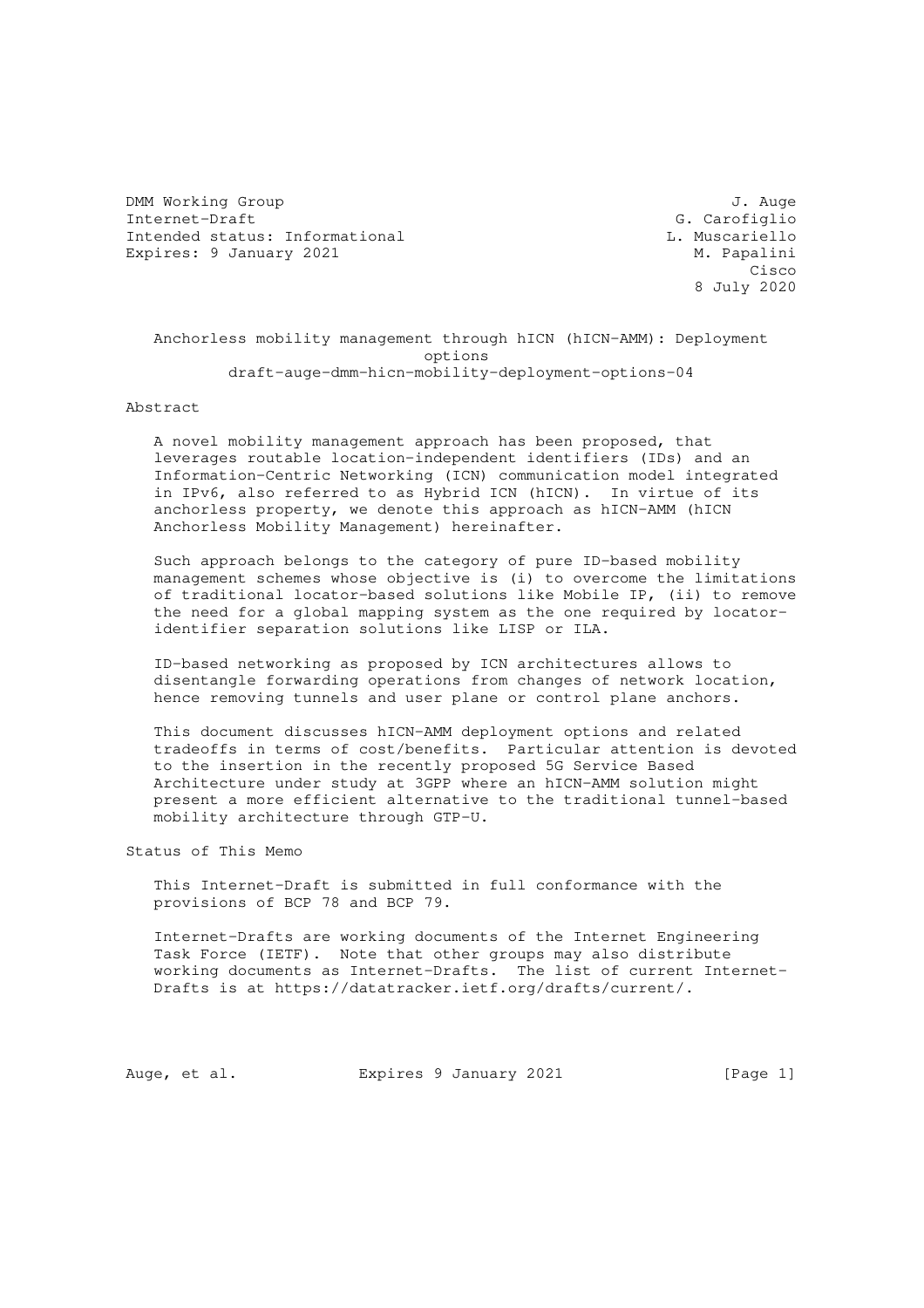DMM Working Group J. Auge
Internet-Draft G. Carofiglio
Intended status: Informational L. Muscariello
Expires: 9 January 2021 M. Papalini
Cisco
8 July 2020

# Anchorless mobility management through hICN (hICN-AMM): Deployment options

draft-auge-dmm-hicn-mobility-deployment-options-04

## Abstract

A novel mobility management approach has been proposed, that leverages routable location-independent identifiers (IDs) and an Information-Centric Networking (ICN) communication model integrated in IPv6, also referred to as Hybrid ICN (hICN). In virtue of its anchorless property, we denote this approach as hICN-AMM (hICN Anchorless Mobility Management) hereinafter.

Such approach belongs to the category of pure ID-based mobility management schemes whose objective is (i) to overcome the limitations of traditional locator-based solutions like Mobile IP, (ii) to remove the need for a global mapping system as the one required by locator-identifier separation solutions like LISP or ILA.

ID-based networking as proposed by ICN architectures allows to disentangle forwarding operations from changes of network location, hence removing tunnels and user plane or control plane anchors.

This document discusses hICN-AMM deployment options and related tradeoffs in terms of cost/benefits. Particular attention is devoted to the insertion in the recently proposed 5G Service Based Architecture under study at 3GPP where an hICN-AMM solution might present a more efficient alternative to the traditional tunnel-based mobility architecture through GTP-U.

## Status of This Memo

This Internet-Draft is submitted in full conformance with the provisions of BCP 78 and BCP 79.

Internet-Drafts are working documents of the Internet Engineering Task Force (IETF). Note that other groups may also distribute working documents as Internet-Drafts. The list of current Internet-Drafts is at https://datatracker.ietf.org/drafts/current/.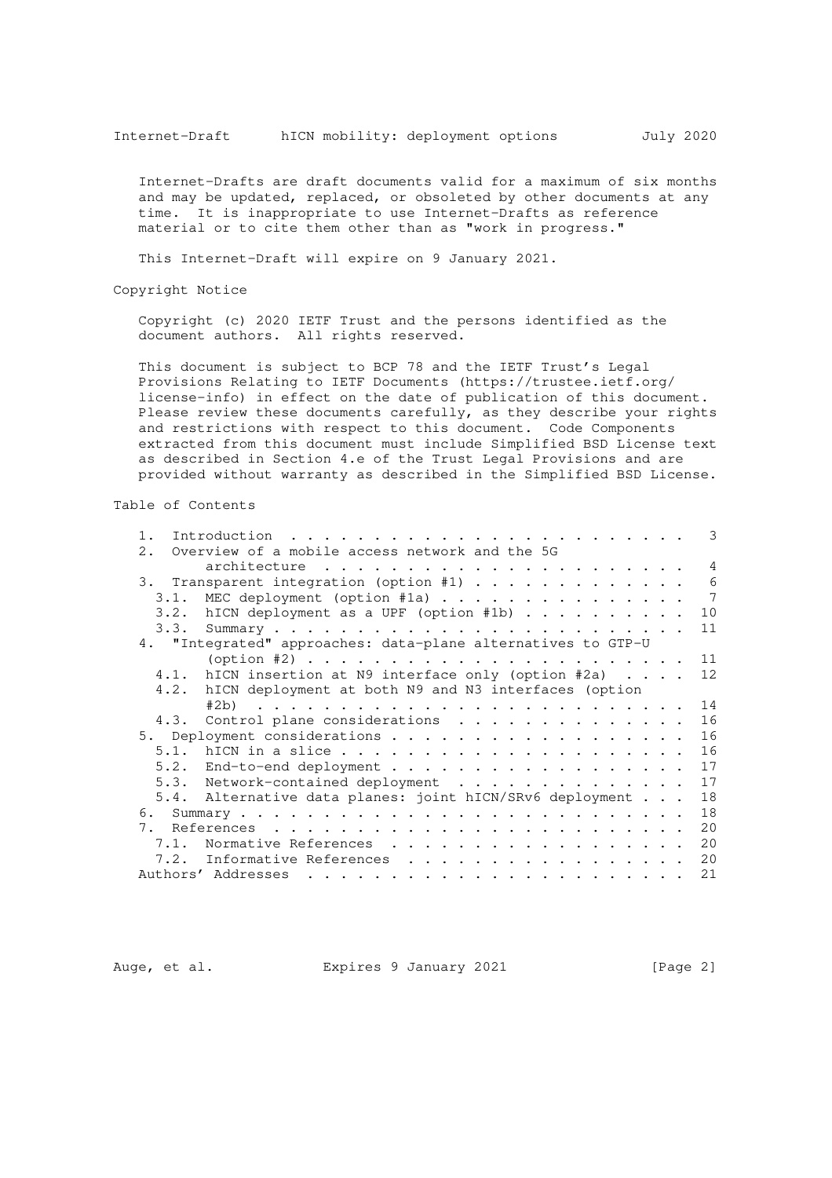Internet-Drafts are draft documents valid for a maximum of six months and may be updated, replaced, or obsoleted by other documents at any time. It is inappropriate to use Internet-Drafts as reference material or to cite them other than as "work in progress."

This Internet-Draft will expire on 9 January 2021.

## Copyright Notice

Copyright (c) 2020 IETF Trust and the persons identified as the document authors. All rights reserved.

This document is subject to BCP 78 and the IETF Trust's Legal Provisions Relating to IETF Documents (https://trustee.ietf.org/license-info) in effect on the date of publication of this document. Please review these documents carefully, as they describe your rights and restrictions with respect to this document. Code Components extracted from this document must include Simplified BSD License text as described in Section 4.e of the Trust Legal Provisions and are provided without warranty as described in the Simplified BSD License.

## Table of Contents

- 1. Introduction . . . . . . . . . . . . . . . . . . . . . . . . 3
- 2. Overview of a mobile access network and the 5G architecture . . . . . . . . . . . . . . . . . . . . . . . 4
- 3. Transparent integration (option #1) . . . . . . . . . . . . . 6
  - 3.1. MEC deployment (option #1a) . . . . . . . . . . . . . . . 7
  - 3.2. hICN deployment as a UPF (option #1b) . . . . . . . . . . 10
  - 3.3. Summary . . . . . . . . . . . . . . . . . . . . . . . . . 11
- 4. "Integrated" approaches: data-plane alternatives to GTP-U (option #2) . . . . . . . . . . . . . . . . . . . . . . . 11
  - 4.1. hICN insertion at N9 interface only (option #2a) . . . . 12
  - 4.2. hICN deployment at both N9 and N3 interfaces (option #2b) . . . . . . . . . . . . . . . . . . . . . . . . . 14
  - 4.3. Control plane considerations . . . . . . . . . . . . . . 16
- 5. Deployment considerations . . . . . . . . . . . . . . . . . . 16
  - 5.1. hICN in a slice . . . . . . . . . . . . . . . . . . . . . 16
  - 5.2. End-to-end deployment . . . . . . . . . . . . . . . . . . 17
  - 5.3. Network-contained deployment . . . . . . . . . . . . . . 17
  - 5.4. Alternative data planes: joint hICN/SRv6 deployment . . . 18
- 6. Summary . . . . . . . . . . . . . . . . . . . . . . . . . . . 18
- 7. References . . . . . . . . . . . . . . . . . . . . . . . . . 20
  - 7.1. Normative References . . . . . . . . . . . . . . . . . . 20
  - 7.2. Informative References . . . . . . . . . . . . . . . . . 20
- Authors' Addresses . . . . . . . . . . . . . . . . . . . . . . . 21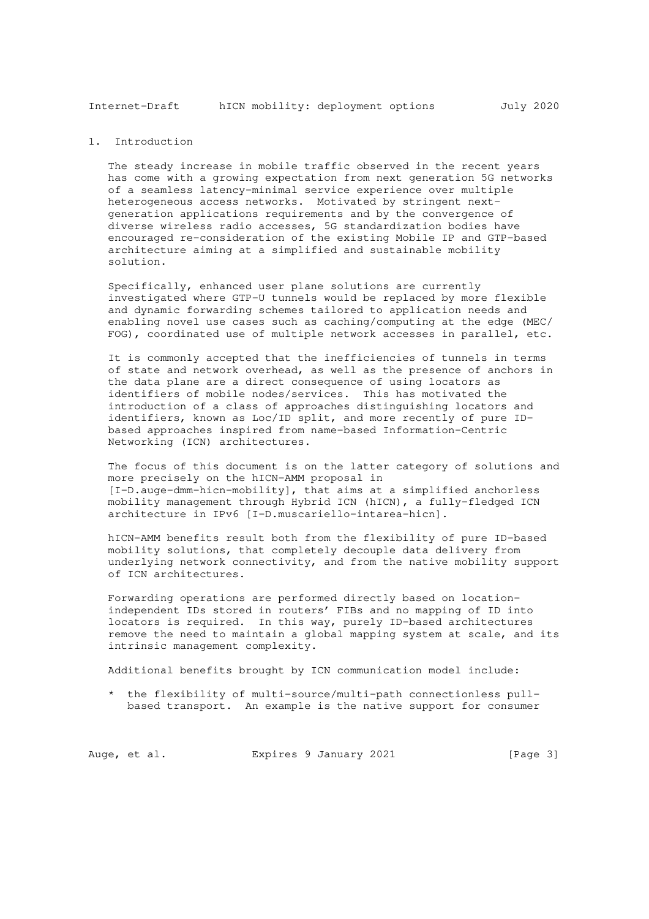## 1. Introduction

The steady increase in mobile traffic observed in the recent years has come with a growing expectation from next generation 5G networks of a seamless latency-minimal service experience over multiple heterogeneous access networks. Motivated by stringent next-generation applications requirements and by the convergence of diverse wireless radio accesses, 5G standardization bodies have encouraged re-consideration of the existing Mobile IP and GTP-based architecture aiming at a simplified and sustainable mobility solution.

Specifically, enhanced user plane solutions are currently investigated where GTP-U tunnels would be replaced by more flexible and dynamic forwarding schemes tailored to application needs and enabling novel use cases such as caching/computing at the edge (MEC/FOG), coordinated use of multiple network accesses in parallel, etc.

It is commonly accepted that the inefficiencies of tunnels in terms of state and network overhead, as well as the presence of anchors in the data plane are a direct consequence of using locators as identifiers of mobile nodes/services. This has motivated the introduction of a class of approaches distinguishing locators and identifiers, known as Loc/ID split, and more recently of pure ID-based approaches inspired from name-based Information-Centric Networking (ICN) architectures.

The focus of this document is on the latter category of solutions and more precisely on the hICN-AMM proposal in [I-D.auge-dmm-hicn-mobility], that aims at a simplified anchorless mobility management through Hybrid ICN (hICN), a fully-fledged ICN architecture in IPv6 [I-D.muscariello-intarea-hicn].

hICN-AMM benefits result both from the flexibility of pure ID-based mobility solutions, that completely decouple data delivery from underlying network connectivity, and from the native mobility support of ICN architectures.

Forwarding operations are performed directly based on location-independent IDs stored in routers' FIBs and no mapping of ID into locators is required. In this way, purely ID-based architectures remove the need to maintain a global mapping system at scale, and its intrinsic management complexity.

Additional benefits brought by ICN communication model include:

* the flexibility of multi-source/multi-path connectionless pull-based transport. An example is the native support for consumer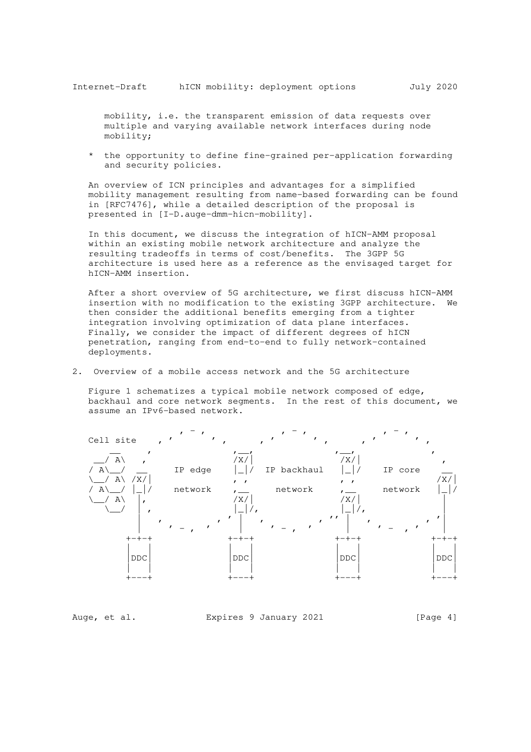mobility, i.e. the transparent emission of data requests over multiple and varying available network interfaces during node mobility;

* the opportunity to define fine-grained per-application forwarding and security policies.

An overview of ICN principles and advantages for a simplified mobility management resulting from name-based forwarding can be found in [RFC7476], while a detailed description of the proposal is presented in [I-D.auge-dmm-hicn-mobility].

In this document, we discuss the integration of hICN-AMM proposal within an existing mobile network architecture and analyze the resulting tradeoffs in terms of cost/benefits. The 3GPP 5G architecture is used here as a reference as the envisaged target for hICN-AMM insertion.

After a short overview of 5G architecture, we first discuss hICN-AMM insertion with no modification to the existing 3GPP architecture. We then consider the additional benefits emerging from a tighter integration involving optimization of data plane interfaces. Finally, we consider the impact of different degrees of hICN penetration, ranging from end-to-end to fully network-contained deployments.

## 2. Overview of a mobile access network and the 5G architecture

Figure 1 schematizes a typical mobile network composed of edge, backhaul and core network segments. In the rest of this document, we assume an IPv6-based network.

```
                      , - ,                 , - ,                 , - ,
   Cell site      , '       ' ,         , '       ' ,         , '       ' ,
       __       ,              ,__,                 ,__,                    ,
    __/ A\    ,               /X/|                 /X/|                      ,
   / A\__/  __      IP edge   |_|/  IP backhaul   |_|/    IP core          __
   \__/ A\ /X/|               , ,                 , ,                     /X/|
   / A\__/ |_|/     network   ,__      network    ,__     network        |_|/
   \__/ A\   |,              /X/|                /X/|                      |
      \__/   | ,             |_|/,               |_|/,                     |
             |   ,        , '  |   ,         , ''  |   ,         , '       |
             |     ' - , '     |     ' - , '       |     ' - , '           |
           +-+-+             +-+-+               +-+-+                   +-+-+
           |   |             |   |               |   |                   |   |
           |DDC|             |DDC|               |DDC|                   |DDC|
           |   |             |   |               |   |                   |   |
           +---+             +---+               +---+                   +---+
```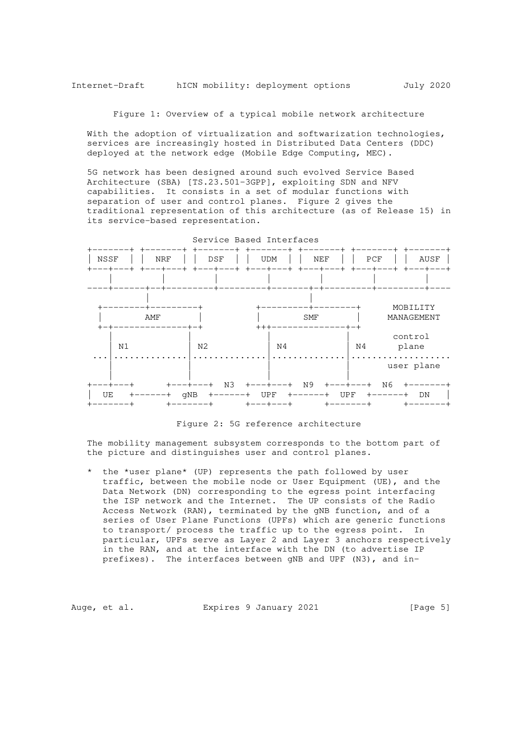Figure 1: Overview of a typical mobile network architecture

With the adoption of virtualization and softwarization technologies, services are increasingly hosted in Distributed Data Centers (DDC) deployed at the network edge (Mobile Edge Computing, MEC).

5G network has been designed around such evolved Service Based Architecture (SBA) [TS.23.501-3GPP], exploiting SDN and NFV capabilities. It consists in a set of modular functions with separation of user and control planes. Figure 2 gives the traditional representation of this architecture (as of Release 15) in its service-based representation.

```
                      Service Based Interfaces
+-------+ +-------+ +-------+ +-------+ +-------+ +-------+ +-------+
| NSSF  | |  NRF  | |  DSF  | |  UDM  | |  NEF  | |  PCF  | | AUSF  |
+---+---+ +---+---+ +---+---+ +---+---+ +---+---+ +---+---+ +---+---+
    |         |         |         |         |         |         |
----+------+--+---------+---------+-------+-+---------+---------+----
           |                              |
  +--------+---------+           +---------+--------+      MOBILITY
  |        AMF       |           |        SMF       |     MANAGEMENT
  +-+--------------+-+           +++--------------+-+
    |              |              |               |        control
    | N1           | N2           | N4            | N4      plane
 ...|..............|..............|...............|...................
    |              |              |               |       user plane
    |              |              |               |
+---+---+      +---+---+  N3  +---+---+  N9  +---+---+  N6  +-------+
|  UE   +------+  gNB  +------+  UPF  +------+  UPF  +------+  DN   |
+-------+      +-------+      +---+---+      +-------+      +-------+
```

Figure 2: 5G reference architecture

The mobility management subsystem corresponds to the bottom part of the picture and distinguishes user and control planes.

* the *user plane* (UP) represents the path followed by user traffic, between the mobile node or User Equipment (UE), and the Data Network (DN) corresponding to the egress point interfacing the ISP network and the Internet. The UP consists of the Radio Access Network (RAN), terminated by the gNB function, and of a series of User Plane Functions (UPFs) which are generic functions to transport/ process the traffic up to the egress point. In particular, UPFs serve as Layer 2 and Layer 3 anchors respectively in the RAN, and at the interface with the DN (to advertise IP prefixes). The interfaces between gNB and UPF (N3), and in-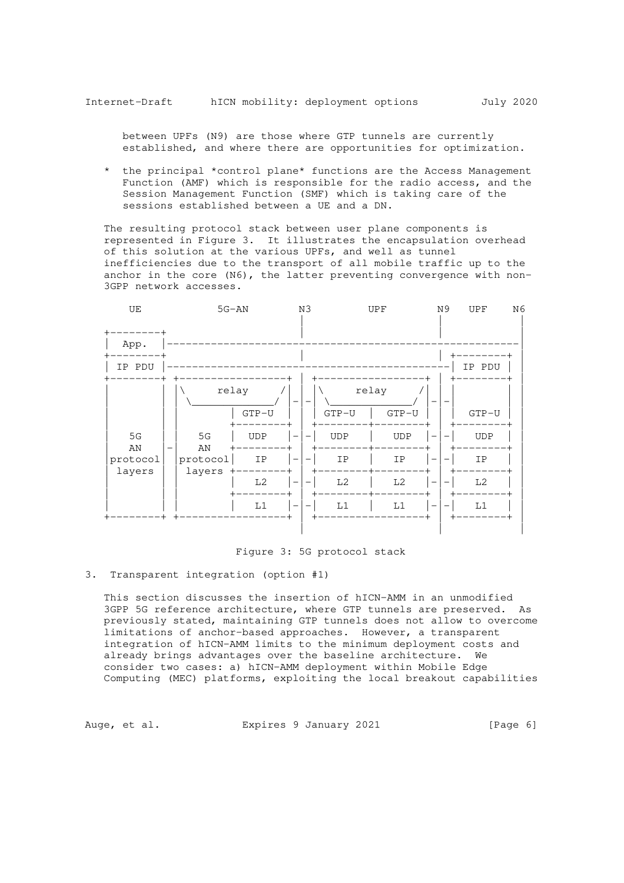between UPFs (N9) are those where GTP tunnels are currently established, and where there are opportunities for optimization.

* the principal *control plane* functions are the Access Management Function (AMF) which is responsible for the radio access, and the Session Management Function (SMF) which is taking care of the sessions established between a UE and a DN.

The resulting protocol stack between user plane components is represented in Figure 3. It illustrates the encapsulation overhead of this solution at the various UPFs, and well as tunnel inefficiencies due to the transport of all mobile traffic up to the anchor in the core (N6), the latter preventing convergence with non-3GPP network accesses.

```
    UE           5G-AN        N3         UPF        N9   UPF    N6
                               |                     |           |
+--------+                     |                     |           |
|  App.  |-------------------------------------------------------|
+--------+                     |                     | +--------+ |
| IP PDU |---------------------------------------------| IP PDU | |
+--------+ +------------------+ | +-----------------+ | +--------+ |
|        | |\     relay      /| | |\     relay     /| | |        | |
|        | | \______________/ |-|-| \_____________/ |-|-|        | |
|        | |         | GTP-U  | | | GTP-U  | GTP-U  | | | GTP-U  | |
|        | |         +--------+ | +--------+--------+ | +--------+ |
|   5G   | |    5G   |  UDP   |-|-|  UDP   |  UDP   |-|-|  UDP   | |
|   AN   |-|    AN   +--------+ | +--------+--------+ | +--------+ |
|protocol| |protocol |   IP   |-|-|   IP   |   IP   |-|-|   IP   | |
| layers | | layers  +--------+ | +--------+--------+ | +--------+ |
|        | |         |   L2   |-|-|   L2   |   L2   |-|-|   L2   | |
|        | |         +--------+ | +--------+--------+ | +--------+ |
|        | |         |   L1   |-|-|   L1   |   L1   |-|-|   L1   | |
+--------+ +------------------+ | +-----------------+ | +--------+ |
                                |                     |            |
```

Figure 3: 5G protocol stack

## 3. Transparent integration (option #1)

This section discusses the insertion of hICN-AMM in an unmodified 3GPP 5G reference architecture, where GTP tunnels are preserved. As previously stated, maintaining GTP tunnels does not allow to overcome limitations of anchor-based approaches. However, a transparent integration of hICN-AMM limits to the minimum deployment costs and already brings advantages over the baseline architecture. We consider two cases: a) hICN-AMM deployment within Mobile Edge Computing (MEC) platforms, exploiting the local breakout capabilities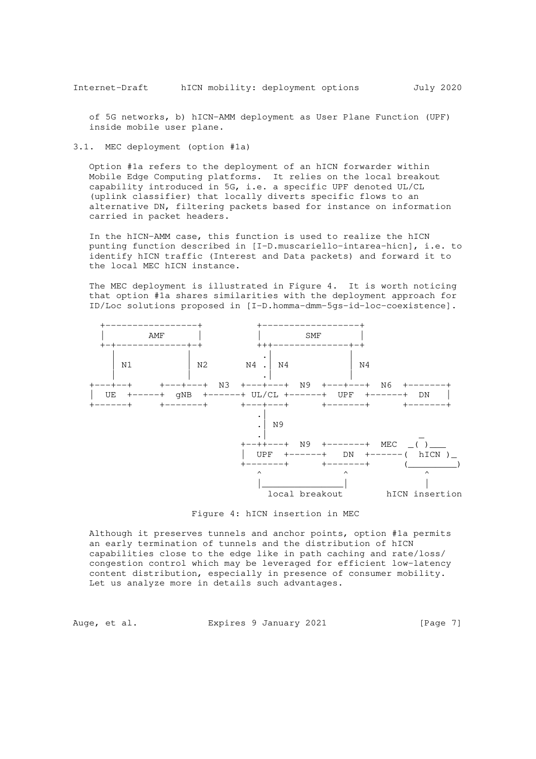of 5G networks, b) hICN-AMM deployment as User Plane Function (UPF) inside mobile user plane.

### 3.1. MEC deployment (option #1a)

Option #1a refers to the deployment of an hICN forwarder within Mobile Edge Computing platforms. It relies on the local breakout capability introduced in 5G, i.e. a specific UPF denoted UL/CL (uplink classifier) that locally diverts specific flows to an alternative DN, filtering packets based for instance on information carried in packet headers.

In the hICN-AMM case, this function is used to realize the hICN punting function described in [I-D.muscariello-intarea-hicn], i.e. to identify hICN traffic (Interest and Data packets) and forward it to the local MEC hICN instance.

The MEC deployment is illustrated in Figure 4. It is worth noticing that option #1a shares similarities with the deployment approach for ID/Loc solutions proposed in [I-D.homma-dmm-5gs-id-loc-coexistence].

```
  +-----------------+          +------------------+
  |       AMF       |          |       SMF        |
  +-+-------------+-+          +++--------------+-+
    |             |             .|              |
    | N1          | N2       N4 .| N4           | N4
    |             |             .|              |
+---+--+     +---+---+  N3  +---+---+  N9  +---+---+  N6  +-------+
| UE   +-----+  gNB  +------+ UL/CL +------+  UPF  +------+  DN   |
+------+     +-------+      +---+---+      +-------+      +-------+
                                .|
                                .| N9
                                .|                            _
                            +--++---+  N9  +-------+  MEC  _( )___
                            |  UPF  +------+   DN  +------(  hICN )_
                            +-------+      +-------+      (_________)
                                ^              ^              ^
                                |______________|              |
                                 local breakout         hICN insertion
```

Figure 4: hICN insertion in MEC

Although it preserves tunnels and anchor points, option #1a permits an early termination of tunnels and the distribution of hICN capabilities close to the edge like in path caching and rate/loss/congestion control which may be leveraged for efficient low-latency content distribution, especially in presence of consumer mobility. Let us analyze more in details such advantages.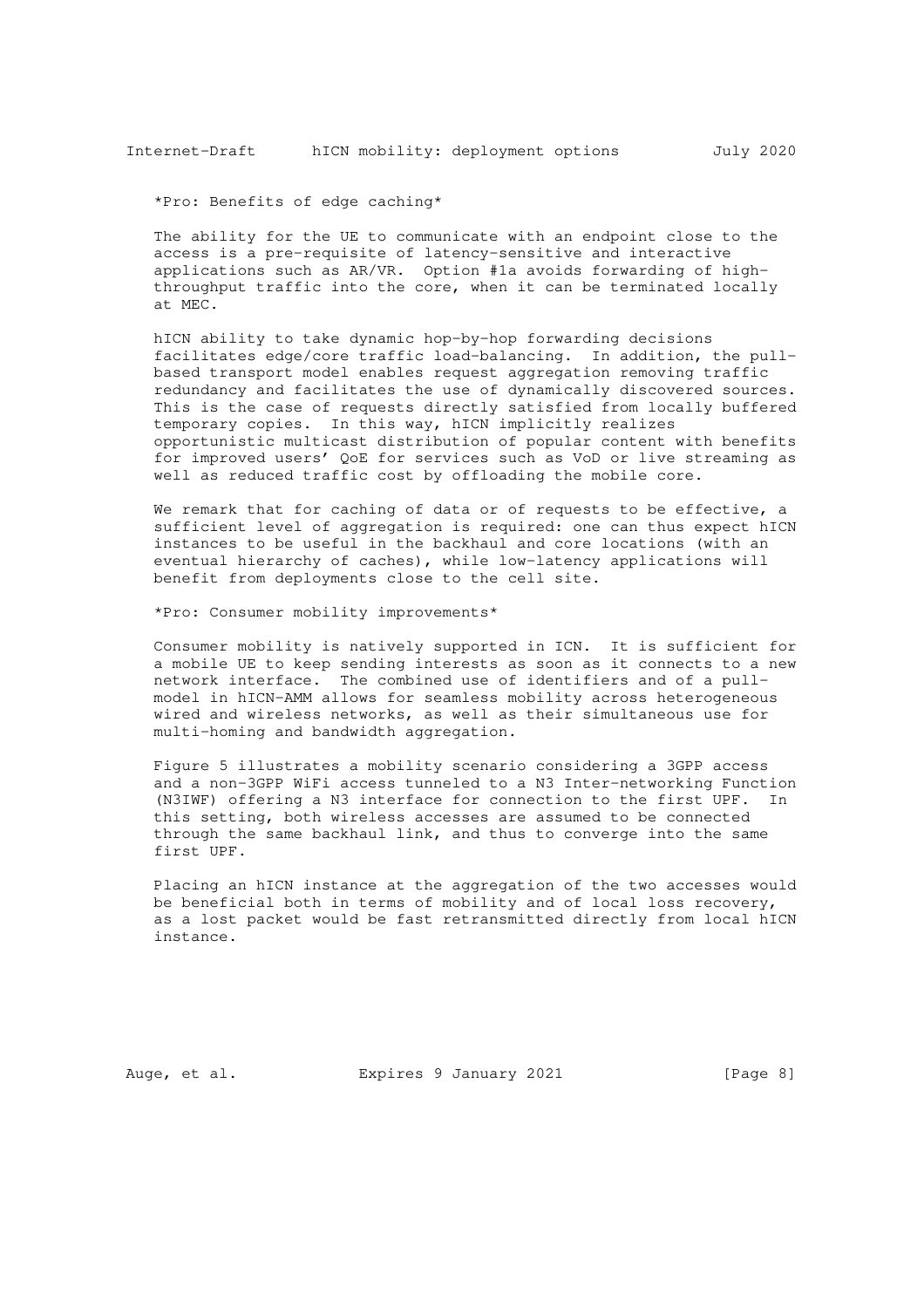*Pro: Benefits of edge caching*

The ability for the UE to communicate with an endpoint close to the access is a pre-requisite of latency-sensitive and interactive applications such as AR/VR. Option #1a avoids forwarding of high-throughput traffic into the core, when it can be terminated locally at MEC.

hICN ability to take dynamic hop-by-hop forwarding decisions facilitates edge/core traffic load-balancing. In addition, the pull-based transport model enables request aggregation removing traffic redundancy and facilitates the use of dynamically discovered sources. This is the case of requests directly satisfied from locally buffered temporary copies. In this way, hICN implicitly realizes opportunistic multicast distribution of popular content with benefits for improved users' QoE for services such as VoD or live streaming as well as reduced traffic cost by offloading the mobile core.

We remark that for caching of data or of requests to be effective, a sufficient level of aggregation is required: one can thus expect hICN instances to be useful in the backhaul and core locations (with an eventual hierarchy of caches), while low-latency applications will benefit from deployments close to the cell site.

*Pro: Consumer mobility improvements*

Consumer mobility is natively supported in ICN. It is sufficient for a mobile UE to keep sending interests as soon as it connects to a new network interface. The combined use of identifiers and of a pull-model in hICN-AMM allows for seamless mobility across heterogeneous wired and wireless networks, as well as their simultaneous use for multi-homing and bandwidth aggregation.

Figure 5 illustrates a mobility scenario considering a 3GPP access and a non-3GPP WiFi access tunneled to a N3 Inter-networking Function (N3IWF) offering a N3 interface for connection to the first UPF. In this setting, both wireless accesses are assumed to be connected through the same backhaul link, and thus to converge into the same first UPF.

Placing an hICN instance at the aggregation of the two accesses would be beneficial both in terms of mobility and of local loss recovery, as a lost packet would be fast retransmitted directly from local hICN instance.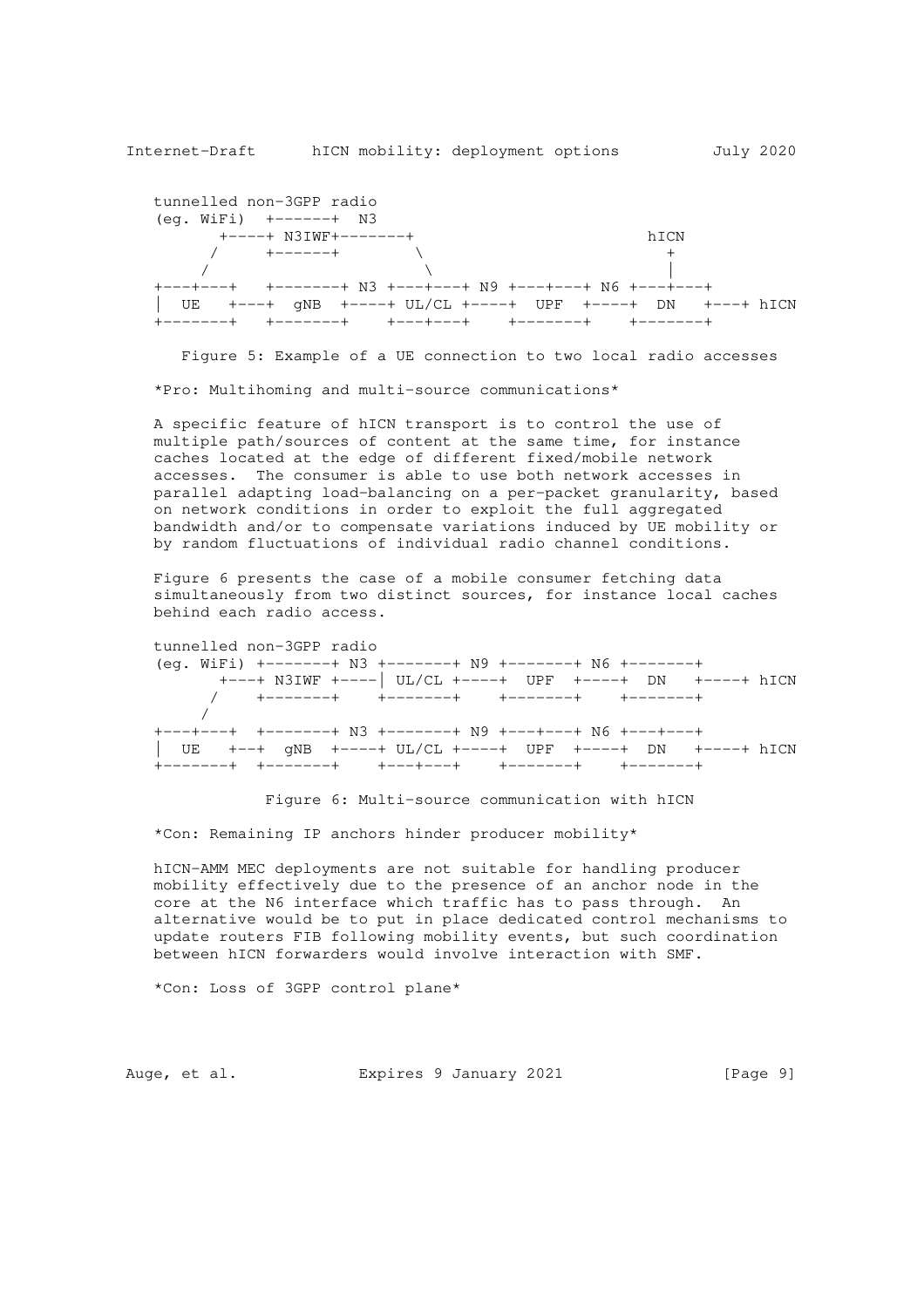```
   tunnelled non-3GPP radio
   (eg. WiFi)  +------+  N3
       +----+ N3IWF+-------+                         hICN
      /     +------+        \                          +
     /                       \                         |
+---+---+   +-------+ N3 +---+---+ N9 +---+---+ N6 +---+---+
|  UE   +---+  gNB  +----+ UL/CL +----+  UPF  +----+  DN   +---+ hICN
+-------+   +-------+    +---+---+    +-------+    +-------+
```

Figure 5: Example of a UE connection to two local radio accesses

*Pro: Multihoming and multi-source communications*

A specific feature of hICN transport is to control the use of multiple path/sources of content at the same time, for instance caches located at the edge of different fixed/mobile network accesses. The consumer is able to use both network accesses in parallel adapting load-balancing on a per-packet granularity, based on network conditions in order to exploit the full aggregated bandwidth and/or to compensate variations induced by UE mobility or by random fluctuations of individual radio channel conditions.

Figure 6 presents the case of a mobile consumer fetching data simultaneously from two distinct sources, for instance local caches behind each radio access.

```
   tunnelled non-3GPP radio
   (eg. WiFi) +-------+ N3 +-------+ N9 +-------+ N6 +-------+
      +---+ N3IWF +----| UL/CL +----+  UPF  +----+  DN   +----+ hICN
     /    +-------+    +-------+    +-------+    +-------+
    /
+---+---+  +-------+ N3 +-------+ N9 +---+---+ N6 +---+---+
|  UE   +--+  gNB  +----+ UL/CL +----+  UPF  +----+  DN   +----+ hICN
+-------+  +-------+    +---+---+    +-------+    +-------+
```

Figure 6: Multi-source communication with hICN

*Con: Remaining IP anchors hinder producer mobility*

hICN-AMM MEC deployments are not suitable for handling producer mobility effectively due to the presence of an anchor node in the core at the N6 interface which traffic has to pass through. An alternative would be to put in place dedicated control mechanisms to update routers FIB following mobility events, but such coordination between hICN forwarders would involve interaction with SMF.

*Con: Loss of 3GPP control plane*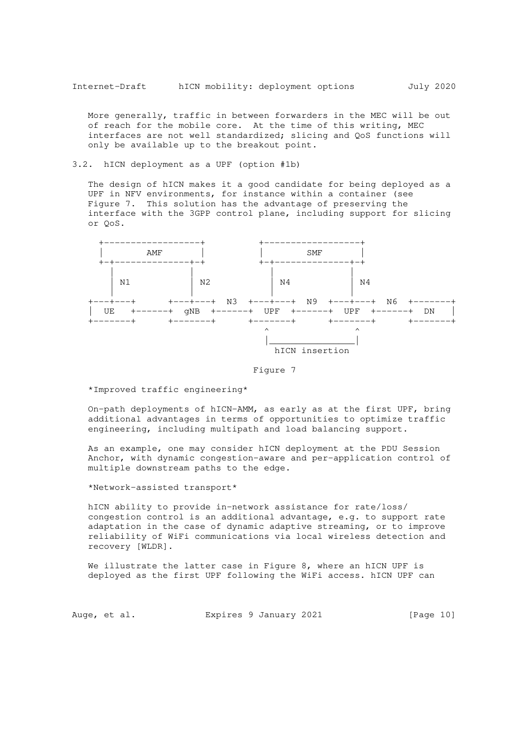More generally, traffic in between forwarders in the MEC will be out of reach for the mobile core. At the time of this writing, MEC interfaces are not well standardized; slicing and QoS functions will only be available up to the breakout point.

### 3.2. hICN deployment as a UPF (option #1b)

The design of hICN makes it a good candidate for being deployed as a UPF in NFV environments, for instance within a container (see Figure 7. This solution has the advantage of preserving the interface with the 3GPP control plane, including support for slicing or QoS.

```
     +-------------------+           +-------------------+
     |        AMF        |           |        SMF        |
     +-+---------------+-+           +-+---------------+-+
       |               |               |               |
       | N1            | N2            | N4            | N4
       |               |               |               |
   +---+---+       +---+---+  N3  +---+---+  N9  +---+---+  N6  +-------+
   |  UE   +-------+  gNB  +------+  UPF  +------+  UPF  +------+  DN   |
   +-------+       +-------+      +-------+      +-------+      +-------+
                                      ^              ^
                                      |______________|
                                       hICN insertion
```

Figure 7

*Improved traffic engineering*

On-path deployments of hICN-AMM, as early as at the first UPF, bring additional advantages in terms of opportunities to optimize traffic engineering, including multipath and load balancing support.

As an example, one may consider hICN deployment at the PDU Session Anchor, with dynamic congestion-aware and per-application control of multiple downstream paths to the edge.

*Network-assisted transport*

hICN ability to provide in-network assistance for rate/loss/congestion control is an additional advantage, e.g. to support rate adaptation in the case of dynamic adaptive streaming, or to improve reliability of WiFi communications via local wireless detection and recovery [WLDR].

We illustrate the latter case in Figure 8, where an hICN UPF is deployed as the first UPF following the WiFi access. hICN UPF can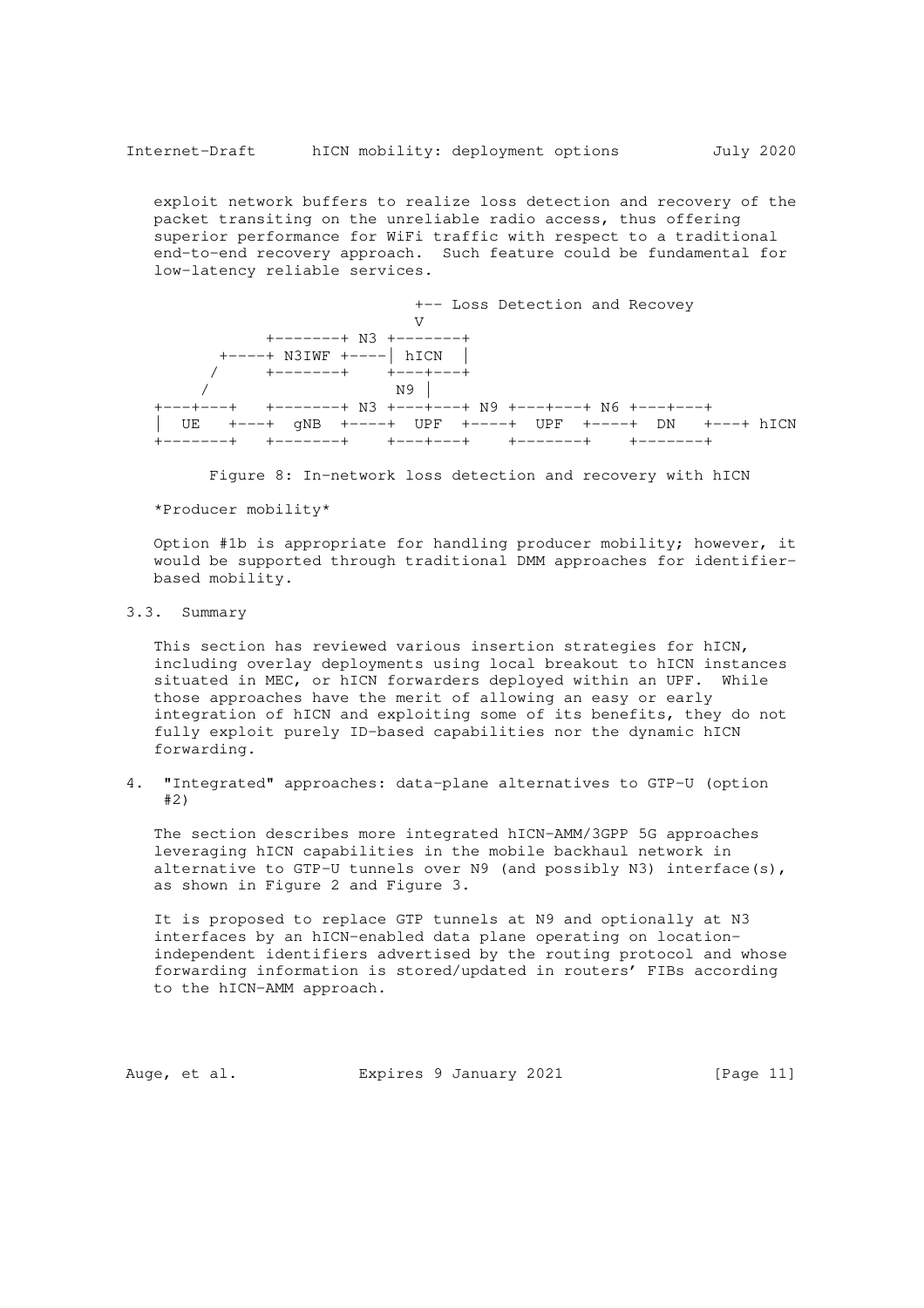exploit network buffers to realize loss detection and recovery of the packet transiting on the unreliable radio access, thus offering superior performance for WiFi traffic with respect to a traditional end-to-end recovery approach. Such feature could be fundamental for low-latency reliable services.

```
                              +-- Loss Detection and Recovey
                              V
            +-------+ N3 +-------+
       +----+ N3IWF +----| hICN  |
      /     +-------+    +---+---+
     /                    N9 |
+---+---+   +-------+ N3 +---+---+ N9 +---+---+ N6 +---+---+
|  UE   +---+  gNB  +----+  UPF  +----+  UPF  +----+  DN   +---+ hICN
+-------+   +-------+    +---+---+    +-------+    +-------+
```

Figure 8: In-network loss detection and recovery with hICN

*Producer mobility*

Option #1b is appropriate for handling producer mobility; however, it would be supported through traditional DMM approaches for identifier-based mobility.

### 3.3. Summary

This section has reviewed various insertion strategies for hICN, including overlay deployments using local breakout to hICN instances situated in MEC, or hICN forwarders deployed within an UPF. While those approaches have the merit of allowing an easy or early integration of hICN and exploiting some of its benefits, they do not fully exploit purely ID-based capabilities nor the dynamic hICN forwarding.

## 4. "Integrated" approaches: data-plane alternatives to GTP-U (option #2)

The section describes more integrated hICN-AMM/3GPP 5G approaches leveraging hICN capabilities in the mobile backhaul network in alternative to GTP-U tunnels over N9 (and possibly N3) interface(s), as shown in Figure 2 and Figure 3.

It is proposed to replace GTP tunnels at N9 and optionally at N3 interfaces by an hICN-enabled data plane operating on location-independent identifiers advertised by the routing protocol and whose forwarding information is stored/updated in routers' FIBs according to the hICN-AMM approach.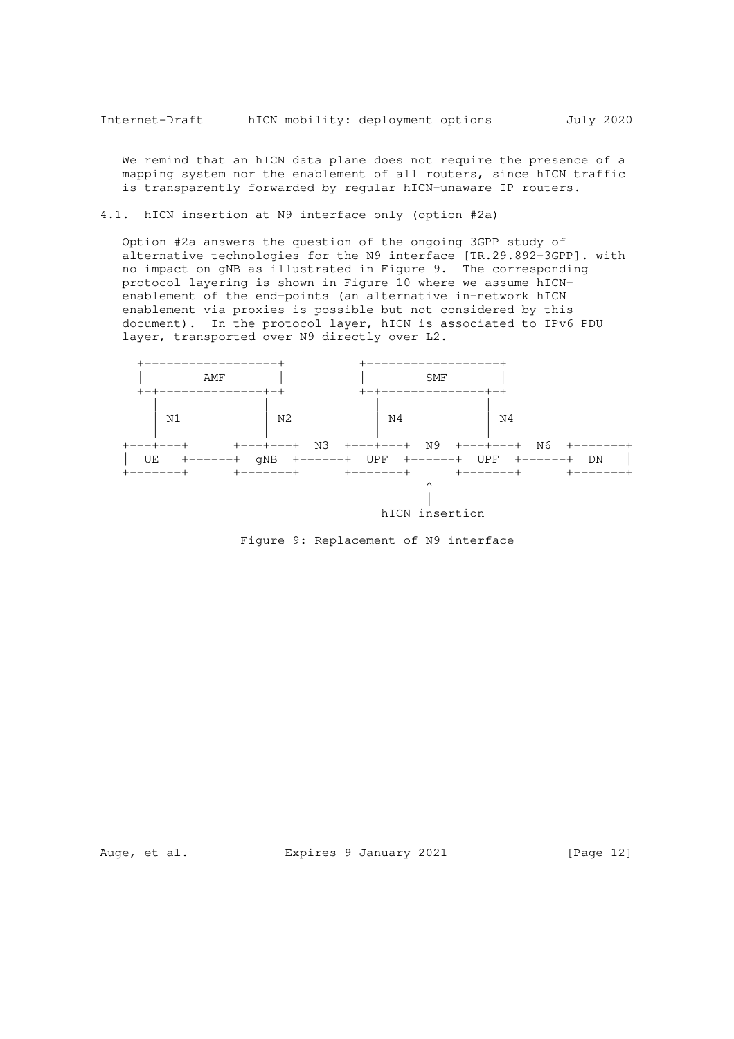We remind that an hICN data plane does not require the presence of a mapping system nor the enablement of all routers, since hICN traffic is transparently forwarded by regular hICN-unaware IP routers.

## 4.1. hICN insertion at N9 interface only (option #2a)

Option #2a answers the question of the ongoing 3GPP study of alternative technologies for the N9 interface [TR.29.892-3GPP]. with no impact on gNB as illustrated in Figure 9. The corresponding protocol layering is shown in Figure 10 where we assume hICN-enablement of the end-points (an alternative in-network hICN enablement via proxies is possible but not considered by this document). In the protocol layer, hICN is associated to IPv6 PDU layer, transported over N9 directly over L2.

```
    +-------------------+          +-------------------+
    |        AMF        |          |        SMF        |
    +-+---------------+-+          +-+---------------+-+
      |               |              |               |
      | N1            | N2           | N4            | N4
      |               |              |               |
  +---+---+      +---+---+  N3  +---+---+  N9  +---+---+  N6  +-------+
  |  UE   +------+  gNB  +------+  UPF  +------+  UPF  +------+  DN   |
  +-------+      +-------+      +-------+      +-------+      +-------+
                                            ^
                                            |
                                      hICN insertion
```

Figure 9: Replacement of N9 interface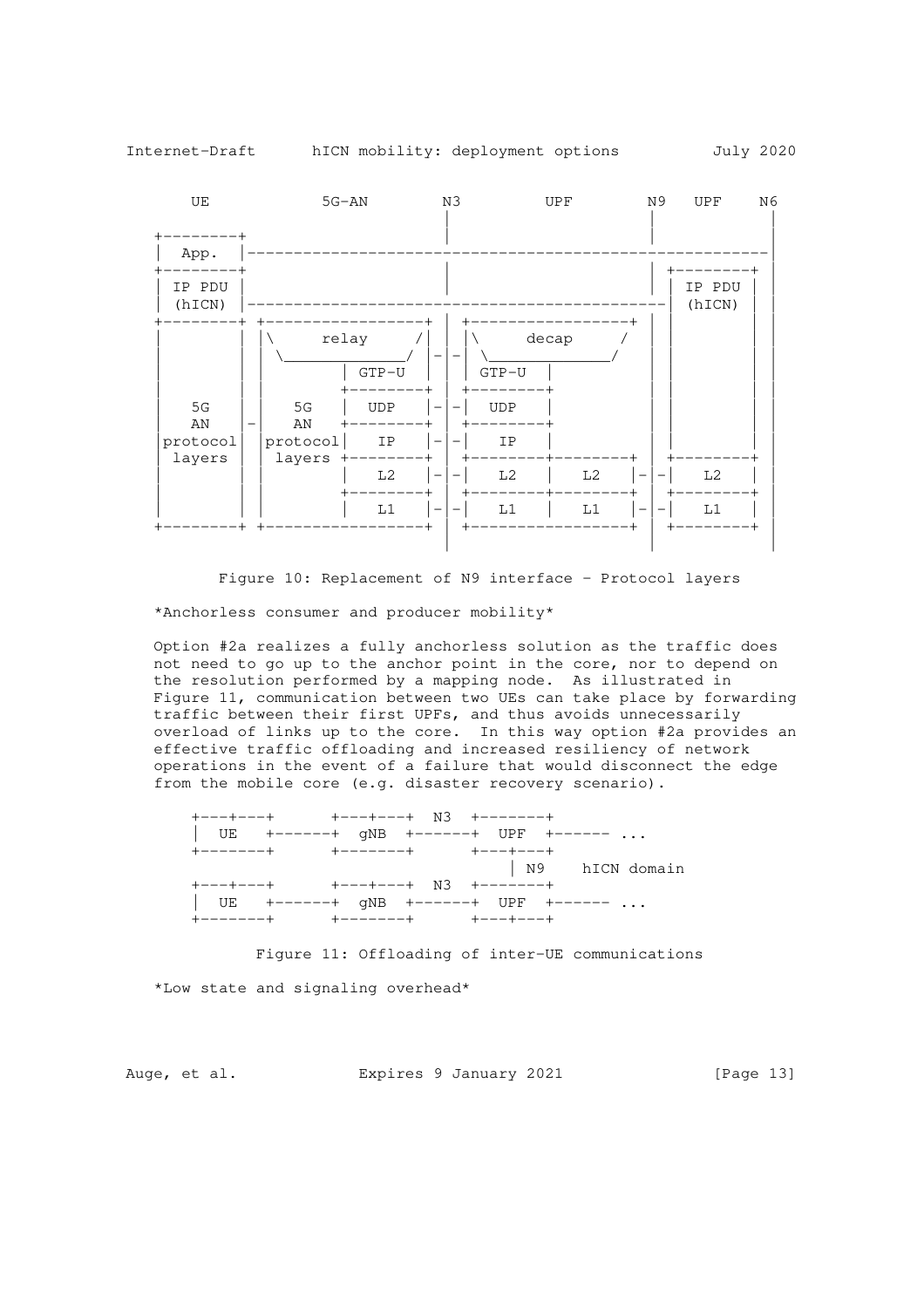```
      UE           5G-AN        N3         UPF        N9   UPF    N6

                                 |                     |           |
  +--------+                     |                     |           |
  |  App.  |-------------------------------------------------------|
  +--------+                     |                     | +--------+|
  | IP PDU |                     |                     | | IP PDU ||
  | (hICN) |---------------------------------------------| (hICN) ||
  +--------+ +-----------------+ | +-----------------+ | |        ||
  |        | |\     relay     /| | |\     decap     /  | |        ||
  |        | | \_____________/ |-|-| \_____________/   | |        ||
  |        | |       | GTP-U   | | | GTP-U   |         | |        ||
  |        | |       +---------+ | +---------+         | |        ||
  |   5G   | |   5G  |  UDP    |-|-|  UDP    |         | |        ||
  |   AN   |-|   AN  +---------+ | +---------+         | |        ||
  |protocol| |protocol|   IP   |-|-|   IP    |         | |        ||
  | layers | | layers +--------+ | +---------+---------+ | +--------+|
  |        | |       |   L2    |-|-|   L2    |   L2    |-|-|   L2   ||
  |        | |       +---------+ | +---------+---------+ | +--------+|
  |        | |       |   L1    |-|-|   L1    |   L1    |-|-|   L1   ||
  +--------+ +-----------------+ | +-------------------+ | +--------+|
                                 |                     |           |
```

Figure 10: Replacement of N9 interface - Protocol layers

*Anchorless consumer and producer mobility*

Option #2a realizes a fully anchorless solution as the traffic does not need to go up to the anchor point in the core, nor to depend on the resolution performed by a mapping node. As illustrated in Figure 11, communication between two UEs can take place by forwarding traffic between their first UPFs, and thus avoids unnecessarily overload of links up to the core. In this way option #2a provides an effective traffic offloading and increased resiliency of network operations in the event of a failure that would disconnect the edge from the mobile core (e.g. disaster recovery scenario).

```
    +---+---+      +---+---+  N3  +-------+
    |  UE   +------+  gNB  +------+  UPF  +------ ...
    +-------+      +-------+      +---+---+
                                      | N9    hICN domain
    +---+---+      +---+---+  N3  +-------+
    |  UE   +------+  gNB  +------+  UPF  +------ ...
    +-------+      +-------+      +---+---+
```

Figure 11: Offloading of inter-UE communications

*Low state and signaling overhead*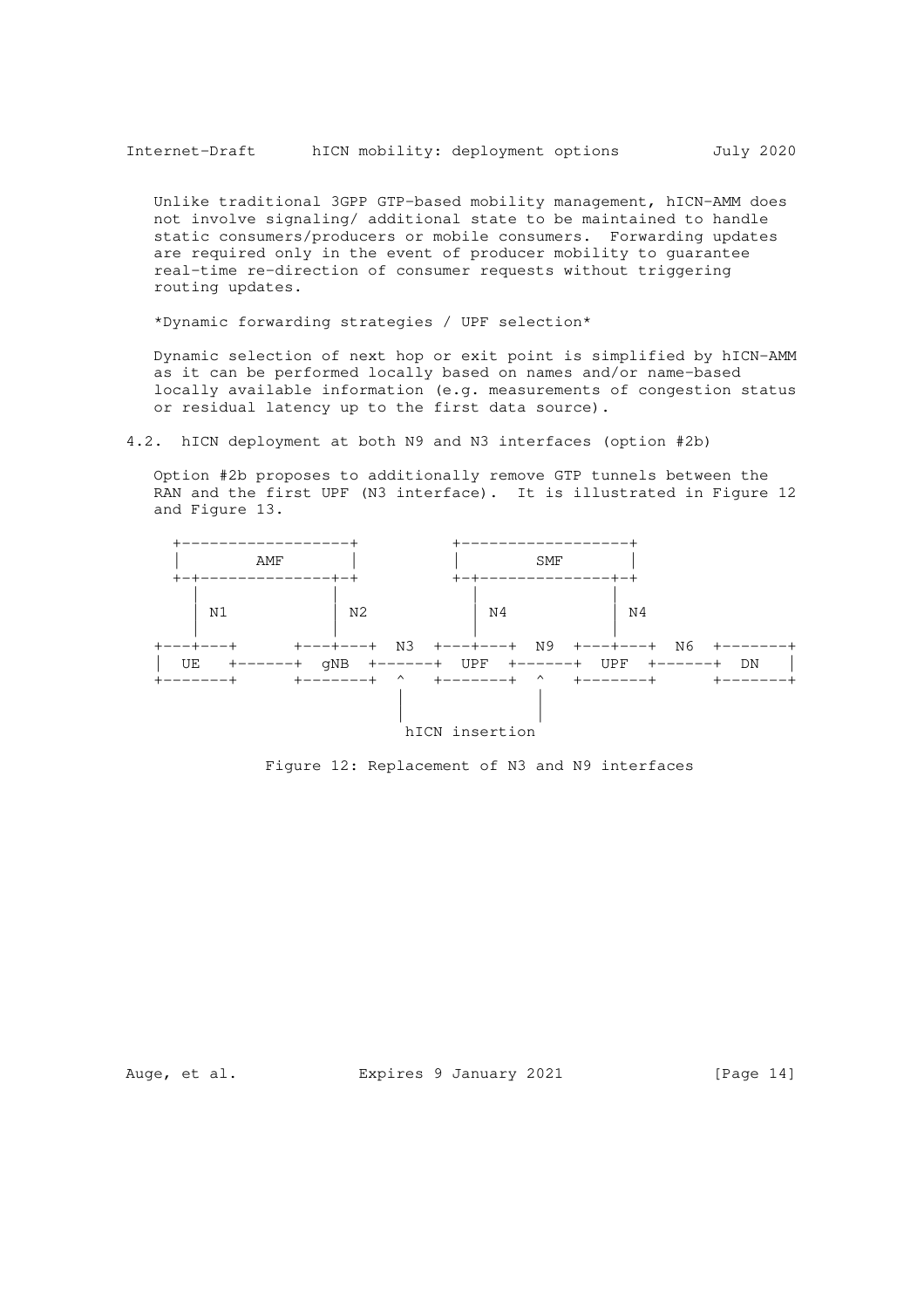Unlike traditional 3GPP GTP-based mobility management, hICN-AMM does not involve signaling/ additional state to be maintained to handle static consumers/producers or mobile consumers. Forwarding updates are required only in the event of producer mobility to guarantee real-time re-direction of consumer requests without triggering routing updates.

*Dynamic forwarding strategies / UPF selection*

Dynamic selection of next hop or exit point is simplified by hICN-AMM as it can be performed locally based on names and/or name-based locally available information (e.g. measurements of congestion status or residual latency up to the first data source).

## 4.2. hICN deployment at both N9 and N3 interfaces (option #2b)

Option #2b proposes to additionally remove GTP tunnels between the RAN and the first UPF (N3 interface). It is illustrated in Figure 12 and Figure 13.

```
   +-------------------+          +-------------------+
   |        AMF        |          |        SMF        |
   +-+---------------+-+          +-+---------------+-+
     |               |              |               |
     | N1            | N2           | N4            | N4
     |               |              |               |
 +---+---+      +---+---+  N3  +---+---+  N9  +---+---+  N6  +-------+
 |  UE   +------+  gNB  +------+  UPF  +------+  UPF  +------+  DN   |
 +-------+      +-------+  ^   +-------+  ^   +-------+      +-------+
                           |              |
                           |              |
                            hICN insertion
```

Figure 12: Replacement of N3 and N9 interfaces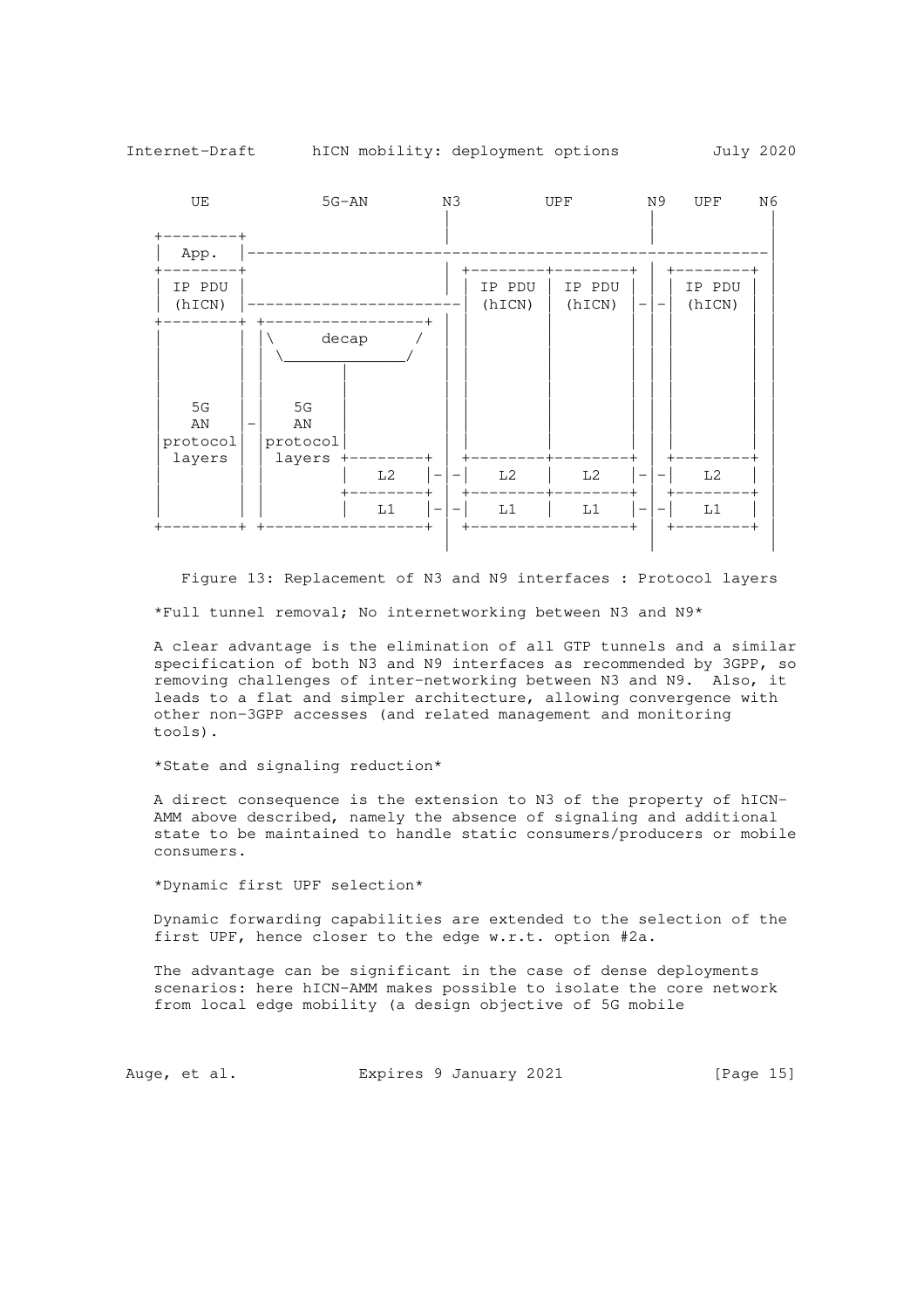```
      UE           5G-AN        N3         UPF       N9   UPF    N6
                                 |                    |           |
  +--------+                     |                    |           |
  |  App.  |--------------------------------------------------------|
  +--------+                     | +--------+--------+ | +--------+ |
  | IP PDU |                     | | IP PDU | IP PDU | | | IP PDU | |
  | (hICN) |---------------------| | (hICN) | (hICN) |-|-| (hICN) | |
  +--------+ +----------------+  | |        |        | | |        | |
  |        | |\    decap     /   | |        |        | | |        | |
  |        | | \____________/    | |        |        | | |        | |
  |        | |        |          | |        |        | | |        | |
  |        | |        |          | |        |        | | |        | |
  |   5G   | |   5G   |          | |        |        | | |        | |
  |   AN   |-|   AN   |          | |        |        | | |        | |
  |protocol| |protocol|          | |        |        | | |        | |
  | layers | | layers +--------+ | +--------+--------+ | +--------+ |
  |        | |        |   L2   |-|-|   L2   |   L2   |-|-|   L2   | |
  |        | |        +--------+ | +--------+--------+ | +--------+ |
  |        | |        |   L1   |-|-|   L1   |   L1   |-|-|   L1   | |
  +--------+ +-----------------+ | +-----------------+ | +--------+ |
                                 |                     |            |
```

Figure 13: Replacement of N3 and N9 interfaces : Protocol layers

*Full tunnel removal; No internetworking between N3 and N9*

A clear advantage is the elimination of all GTP tunnels and a similar specification of both N3 and N9 interfaces as recommended by 3GPP, so removing challenges of inter-networking between N3 and N9. Also, it leads to a flat and simpler architecture, allowing convergence with other non-3GPP accesses (and related management and monitoring tools).

*State and signaling reduction*

A direct consequence is the extension to N3 of the property of hICN-AMM above described, namely the absence of signaling and additional state to be maintained to handle static consumers/producers or mobile consumers.

*Dynamic first UPF selection*

Dynamic forwarding capabilities are extended to the selection of the first UPF, hence closer to the edge w.r.t. option #2a.

The advantage can be significant in the case of dense deployments scenarios: here hICN-AMM makes possible to isolate the core network from local edge mobility (a design objective of 5G mobile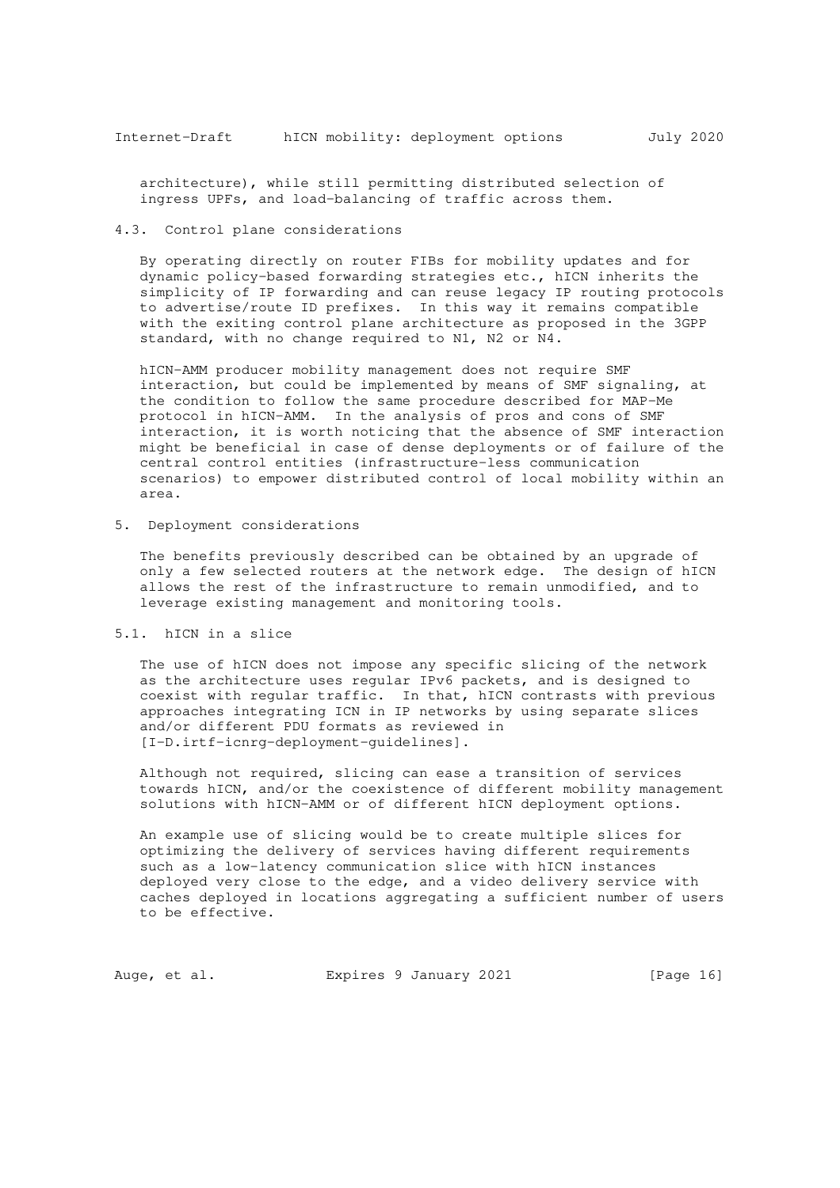architecture), while still permitting distributed selection of ingress UPFs, and load-balancing of traffic across them.

### 4.3. Control plane considerations

By operating directly on router FIBs for mobility updates and for dynamic policy-based forwarding strategies etc., hICN inherits the simplicity of IP forwarding and can reuse legacy IP routing protocols to advertise/route ID prefixes. In this way it remains compatible with the exiting control plane architecture as proposed in the 3GPP standard, with no change required to N1, N2 or N4.

hICN-AMM producer mobility management does not require SMF interaction, but could be implemented by means of SMF signaling, at the condition to follow the same procedure described for MAP-Me protocol in hICN-AMM. In the analysis of pros and cons of SMF interaction, it is worth noticing that the absence of SMF interaction might be beneficial in case of dense deployments or of failure of the central control entities (infrastructure-less communication scenarios) to empower distributed control of local mobility within an area.

## 5. Deployment considerations

The benefits previously described can be obtained by an upgrade of only a few selected routers at the network edge. The design of hICN allows the rest of the infrastructure to remain unmodified, and to leverage existing management and monitoring tools.

### 5.1. hICN in a slice

The use of hICN does not impose any specific slicing of the network as the architecture uses regular IPv6 packets, and is designed to coexist with regular traffic. In that, hICN contrasts with previous approaches integrating ICN in IP networks by using separate slices and/or different PDU formats as reviewed in [I-D.irtf-icnrg-deployment-guidelines].

Although not required, slicing can ease a transition of services towards hICN, and/or the coexistence of different mobility management solutions with hICN-AMM or of different hICN deployment options.

An example use of slicing would be to create multiple slices for optimizing the delivery of services having different requirements such as a low-latency communication slice with hICN instances deployed very close to the edge, and a video delivery service with caches deployed in locations aggregating a sufficient number of users to be effective.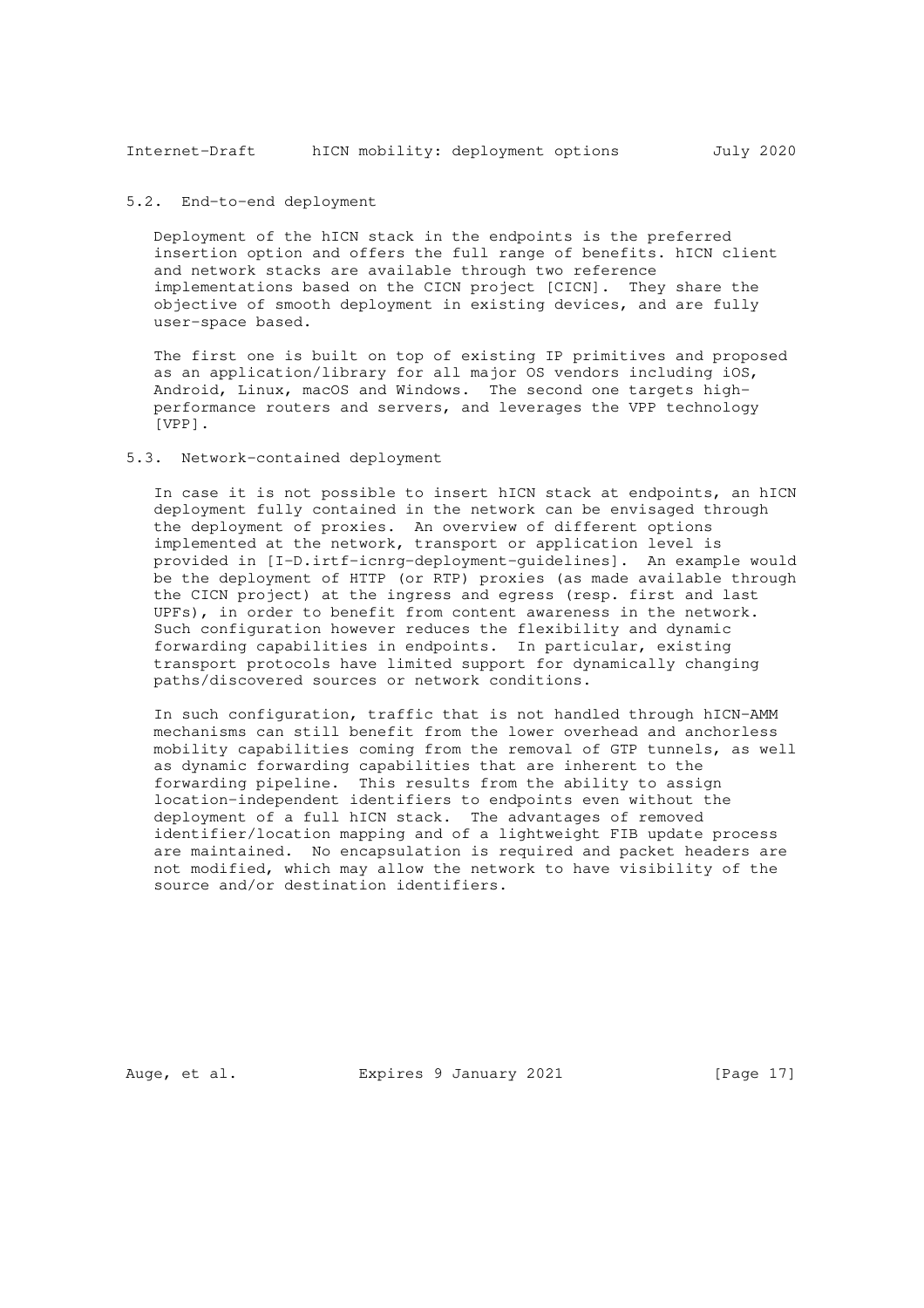### 5.2. End-to-end deployment

Deployment of the hICN stack in the endpoints is the preferred insertion option and offers the full range of benefits. hICN client and network stacks are available through two reference implementations based on the CICN project [CICN]. They share the objective of smooth deployment in existing devices, and are fully user-space based.

The first one is built on top of existing IP primitives and proposed as an application/library for all major OS vendors including iOS, Android, Linux, macOS and Windows. The second one targets high-performance routers and servers, and leverages the VPP technology [VPP].

### 5.3. Network-contained deployment

In case it is not possible to insert hICN stack at endpoints, an hICN deployment fully contained in the network can be envisaged through the deployment of proxies. An overview of different options implemented at the network, transport or application level is provided in [I-D.irtf-icnrg-deployment-guidelines]. An example would be the deployment of HTTP (or RTP) proxies (as made available through the CICN project) at the ingress and egress (resp. first and last UPFs), in order to benefit from content awareness in the network. Such configuration however reduces the flexibility and dynamic forwarding capabilities in endpoints. In particular, existing transport protocols have limited support for dynamically changing paths/discovered sources or network conditions.

In such configuration, traffic that is not handled through hICN-AMM mechanisms can still benefit from the lower overhead and anchorless mobility capabilities coming from the removal of GTP tunnels, as well as dynamic forwarding capabilities that are inherent to the forwarding pipeline. This results from the ability to assign location-independent identifiers to endpoints even without the deployment of a full hICN stack. The advantages of removed identifier/location mapping and of a lightweight FIB update process are maintained. No encapsulation is required and packet headers are not modified, which may allow the network to have visibility of the source and/or destination identifiers.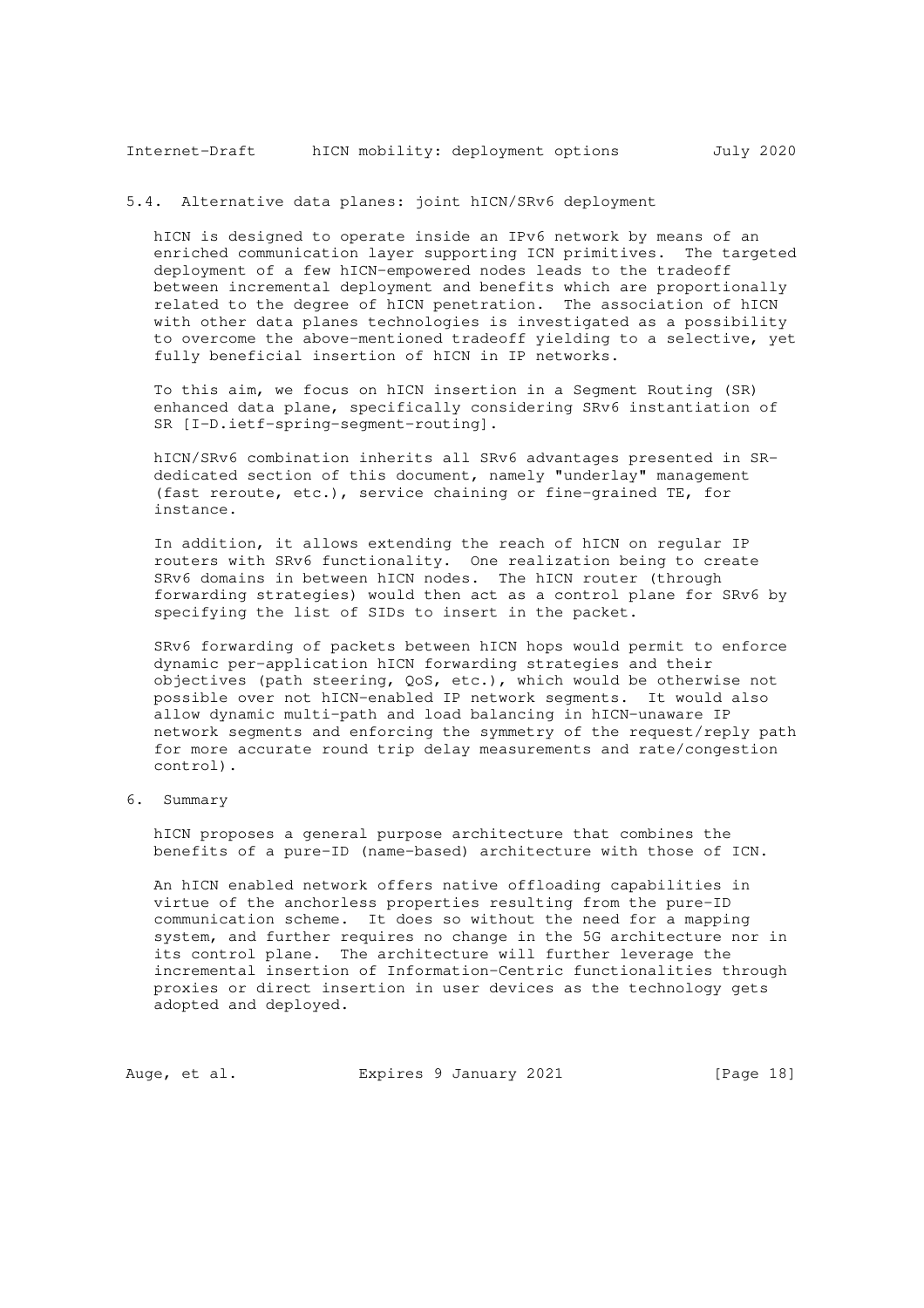### 5.4. Alternative data planes: joint hICN/SRv6 deployment

hICN is designed to operate inside an IPv6 network by means of an enriched communication layer supporting ICN primitives. The targeted deployment of a few hICN-empowered nodes leads to the tradeoff between incremental deployment and benefits which are proportionally related to the degree of hICN penetration. The association of hICN with other data planes technologies is investigated as a possibility to overcome the above-mentioned tradeoff yielding to a selective, yet fully beneficial insertion of hICN in IP networks.

To this aim, we focus on hICN insertion in a Segment Routing (SR) enhanced data plane, specifically considering SRv6 instantiation of SR [I-D.ietf-spring-segment-routing].

hICN/SRv6 combination inherits all SRv6 advantages presented in SR-dedicated section of this document, namely "underlay" management (fast reroute, etc.), service chaining or fine-grained TE, for instance.

In addition, it allows extending the reach of hICN on regular IP routers with SRv6 functionality. One realization being to create SRv6 domains in between hICN nodes. The hICN router (through forwarding strategies) would then act as a control plane for SRv6 by specifying the list of SIDs to insert in the packet.

SRv6 forwarding of packets between hICN hops would permit to enforce dynamic per-application hICN forwarding strategies and their objectives (path steering, QoS, etc.), which would be otherwise not possible over not hICN-enabled IP network segments. It would also allow dynamic multi-path and load balancing in hICN-unaware IP network segments and enforcing the symmetry of the request/reply path for more accurate round trip delay measurements and rate/congestion control).

## 6. Summary

hICN proposes a general purpose architecture that combines the benefits of a pure-ID (name-based) architecture with those of ICN.

An hICN enabled network offers native offloading capabilities in virtue of the anchorless properties resulting from the pure-ID communication scheme. It does so without the need for a mapping system, and further requires no change in the 5G architecture nor in its control plane. The architecture will further leverage the incremental insertion of Information-Centric functionalities through proxies or direct insertion in user devices as the technology gets adopted and deployed.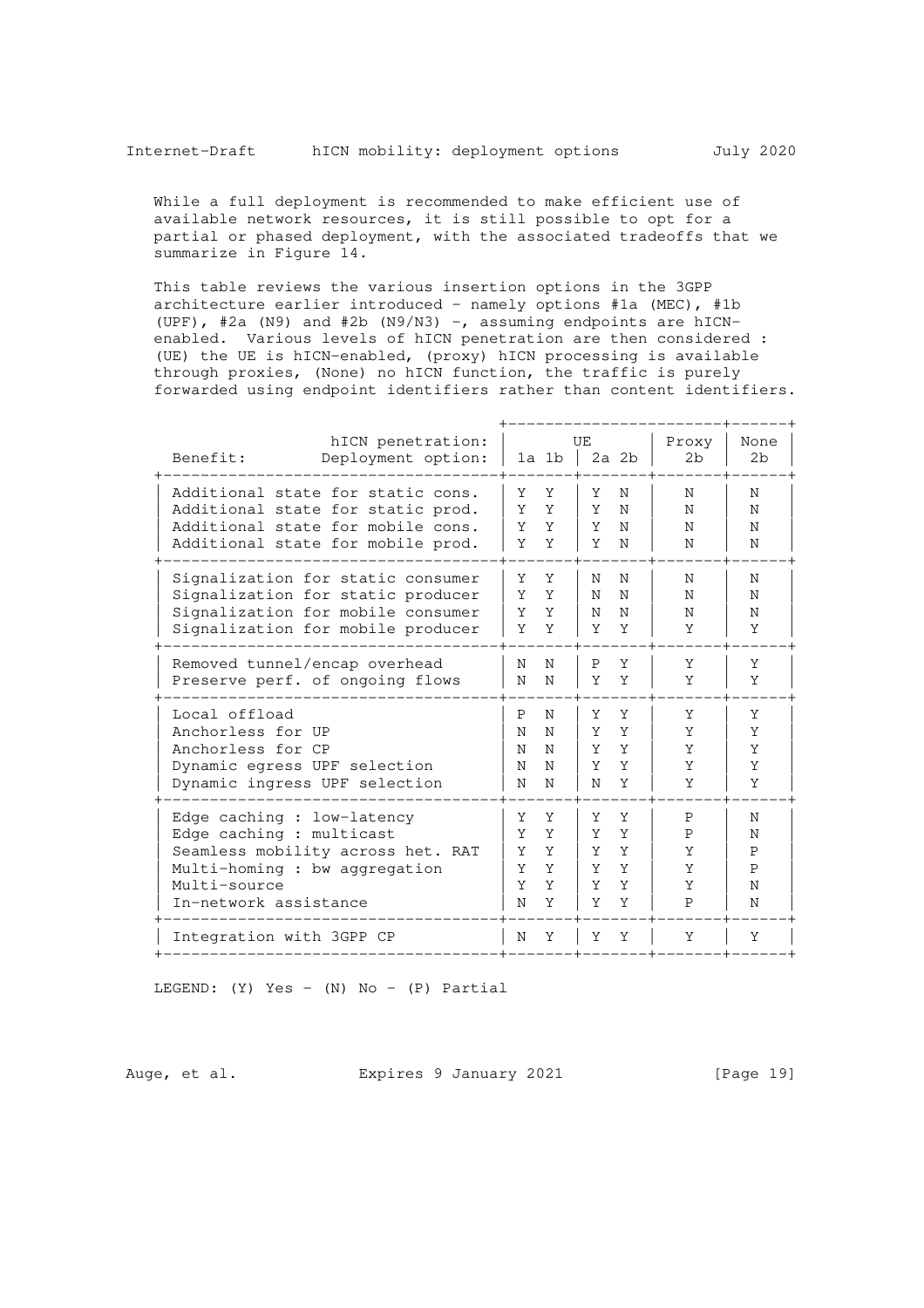While a full deployment is recommended to make efficient use of available network resources, it is still possible to opt for a partial or phased deployment, with the associated tradeoffs that we summarize in Figure 14.

This table reviews the various insertion options in the 3GPP architecture earlier introduced - namely options #1a (MEC), #1b (UPF), #2a (N9) and #2b (N9/N3) -, assuming endpoints are hICN-enabled. Various levels of hICN penetration are then considered : (UE) the UE is hICN-enabled, (proxy) hICN processing is available through proxies, (None) no hICN function, the traffic is purely forwarded using endpoint identifiers rather than content identifiers.

| Benefit: hICN penetration: / Deployment option: | UE 1a | UE 1b | UE 2a | UE 2b | Proxy 2b | None 2b |
|---|---|---|---|---|---|---|
| Additional state for static cons. | Y | Y | Y | N | N | N |
| Additional state for static prod. | Y | Y | Y | N | N | N |
| Additional state for mobile cons. | Y | Y | Y | N | N | N |
| Additional state for mobile prod. | Y | Y | Y | N | N | N |
| Signalization for static consumer | Y | Y | N | N | N | N |
| Signalization for static producer | Y | Y | N | N | N | N |
| Signalization for mobile consumer | Y | Y | N | N | N | N |
| Signalization for mobile producer | Y | Y | Y | Y | Y | Y |
| Removed tunnel/encap overhead | N | N | P | Y | Y | Y |
| Preserve perf. of ongoing flows | N | N | Y | Y | Y | Y |
| Local offload | P | N | Y | Y | Y | Y |
| Anchorless for UP | N | N | Y | Y | Y | Y |
| Anchorless for CP | N | N | Y | Y | Y | Y |
| Dynamic egress UPF selection | N | N | Y | Y | Y | Y |
| Dynamic ingress UPF selection | N | N | N | Y | Y | Y |
| Edge caching : low-latency | Y | Y | Y | Y | P | N |
| Edge caching : multicast | Y | Y | Y | Y | P | N |
| Seamless mobility across het. RAT | Y | Y | Y | Y | Y | P |
| Multi-homing : bw aggregation | Y | Y | Y | Y | Y | P |
| Multi-source | Y | Y | Y | Y | Y | N |
| In-network assistance | N | Y | Y | Y | P | N |
| Integration with 3GPP CP | N | Y | Y | Y | Y | Y |

LEGEND: (Y) Yes - (N) No - (P) Partial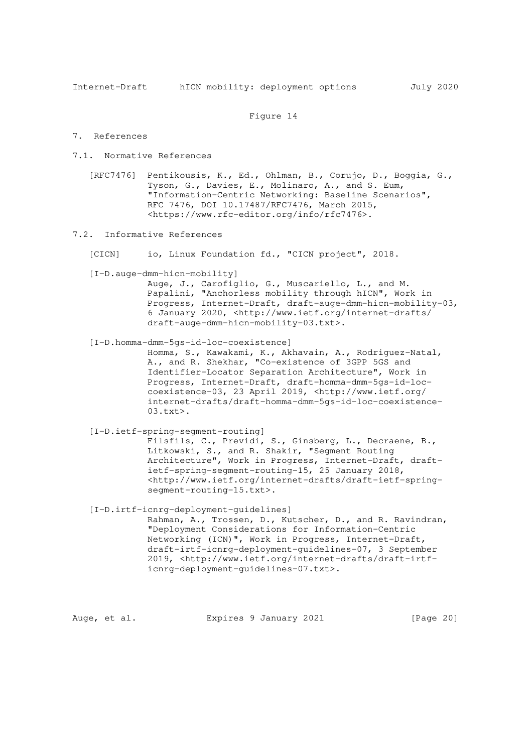Figure 14

# 7. References

## 7.1. Normative References

[RFC7476] Pentikousis, K., Ed., Ohlman, B., Corujo, D., Boggia, G., Tyson, G., Davies, E., Molinaro, A., and S. Eum, "Information-Centric Networking: Baseline Scenarios", RFC 7476, DOI 10.17487/RFC7476, March 2015, <https://www.rfc-editor.org/info/rfc7476>.

## 7.2. Informative References

[CICN] io, Linux Foundation fd., "CICN project", 2018.

[I-D.auge-dmm-hicn-mobility] Auge, J., Carofiglio, G., Muscariello, L., and M. Papalini, "Anchorless mobility through hICN", Work in Progress, Internet-Draft, draft-auge-dmm-hicn-mobility-03, 6 January 2020, <http://www.ietf.org/internet-drafts/draft-auge-dmm-hicn-mobility-03.txt>.

[I-D.homma-dmm-5gs-id-loc-coexistence] Homma, S., Kawakami, K., Akhavain, A., Rodriguez-Natal, A., and R. Shekhar, "Co-existence of 3GPP 5GS and Identifier-Locator Separation Architecture", Work in Progress, Internet-Draft, draft-homma-dmm-5gs-id-loc-coexistence-03, 23 April 2019, <http://www.ietf.org/internet-drafts/draft-homma-dmm-5gs-id-loc-coexistence-03.txt>.

[I-D.ietf-spring-segment-routing] Filsfils, C., Previdi, S., Ginsberg, L., Decraene, B., Litkowski, S., and R. Shakir, "Segment Routing Architecture", Work in Progress, Internet-Draft, draft-ietf-spring-segment-routing-15, 25 January 2018, <http://www.ietf.org/internet-drafts/draft-ietf-spring-segment-routing-15.txt>.

[I-D.irtf-icnrg-deployment-guidelines] Rahman, A., Trossen, D., Kutscher, D., and R. Ravindran, "Deployment Considerations for Information-Centric Networking (ICN)", Work in Progress, Internet-Draft, draft-irtf-icnrg-deployment-guidelines-07, 3 September 2019, <http://www.ietf.org/internet-drafts/draft-irtf-icnrg-deployment-guidelines-07.txt>.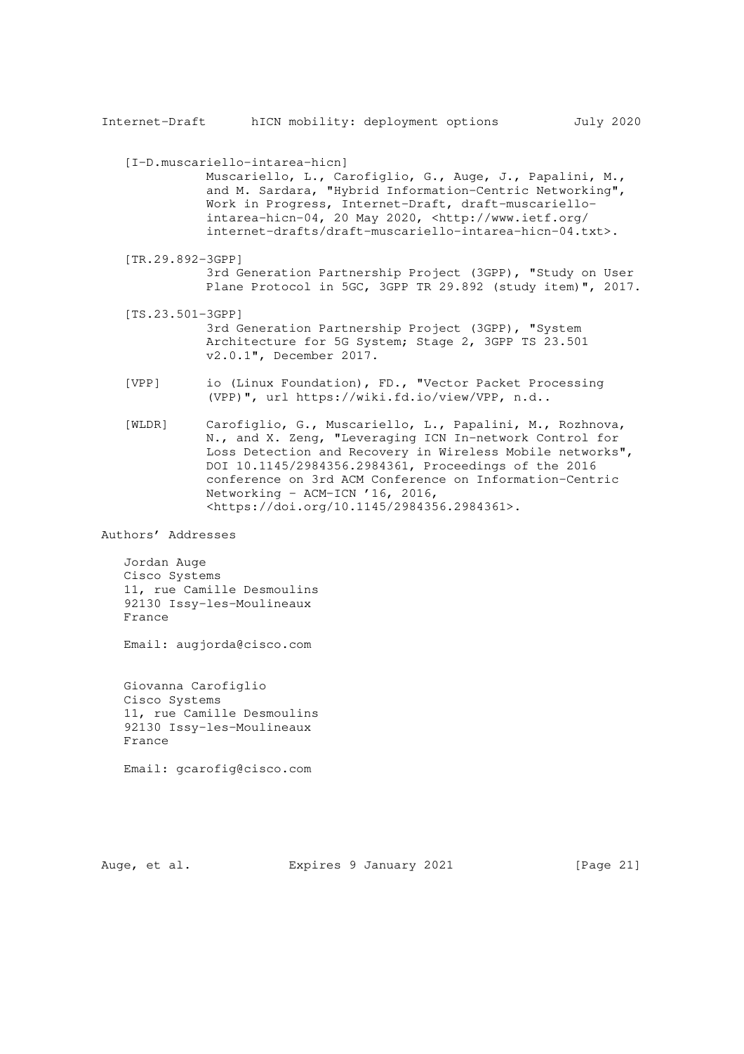[I-D.muscariello-intarea-hicn]
Muscariello, L., Carofiglio, G., Auge, J., Papalini, M., and M. Sardara, "Hybrid Information-Centric Networking", Work in Progress, Internet-Draft, draft-muscariello-intarea-hicn-04, 20 May 2020, <http://www.ietf.org/internet-drafts/draft-muscariello-intarea-hicn-04.txt>.

[TR.29.892-3GPP]
3rd Generation Partnership Project (3GPP), "Study on User Plane Protocol in 5GC, 3GPP TR 29.892 (study item)", 2017.

[TS.23.501-3GPP]
3rd Generation Partnership Project (3GPP), "System Architecture for 5G System; Stage 2, 3GPP TS 23.501 v2.0.1", December 2017.

[VPP] io (Linux Foundation), FD., "Vector Packet Processing (VPP)", url https://wiki.fd.io/view/VPP, n.d..

[WLDR] Carofiglio, G., Muscariello, L., Papalini, M., Rozhnova, N., and X. Zeng, "Leveraging ICN In-network Control for Loss Detection and Recovery in Wireless Mobile networks", DOI 10.1145/2984356.2984361, Proceedings of the 2016 conference on 3rd ACM Conference on Information-Centric Networking - ACM-ICN '16, 2016, <https://doi.org/10.1145/2984356.2984361>.

## Authors' Addresses

Jordan Auge
Cisco Systems
11, rue Camille Desmoulins
92130 Issy-les-Moulineaux
France

Email: augjorda@cisco.com

Giovanna Carofiglio
Cisco Systems
11, rue Camille Desmoulins
92130 Issy-les-Moulineaux
France

Email: gcarofig@cisco.com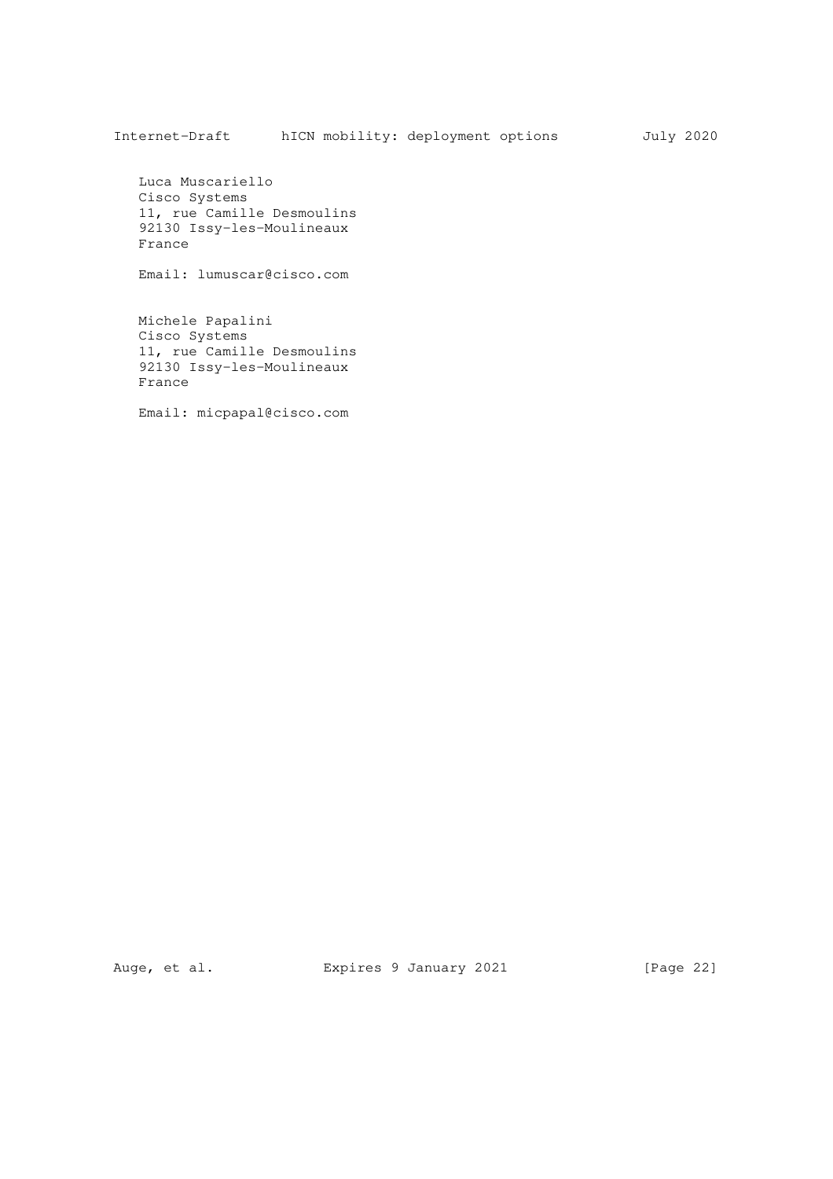Luca Muscariello
Cisco Systems
11, rue Camille Desmoulins
92130 Issy-les-Moulineaux
France

Email: lumuscar@cisco.com

Michele Papalini
Cisco Systems
11, rue Camille Desmoulins
92130 Issy-les-Moulineaux
France

Email: micpapal@cisco.com